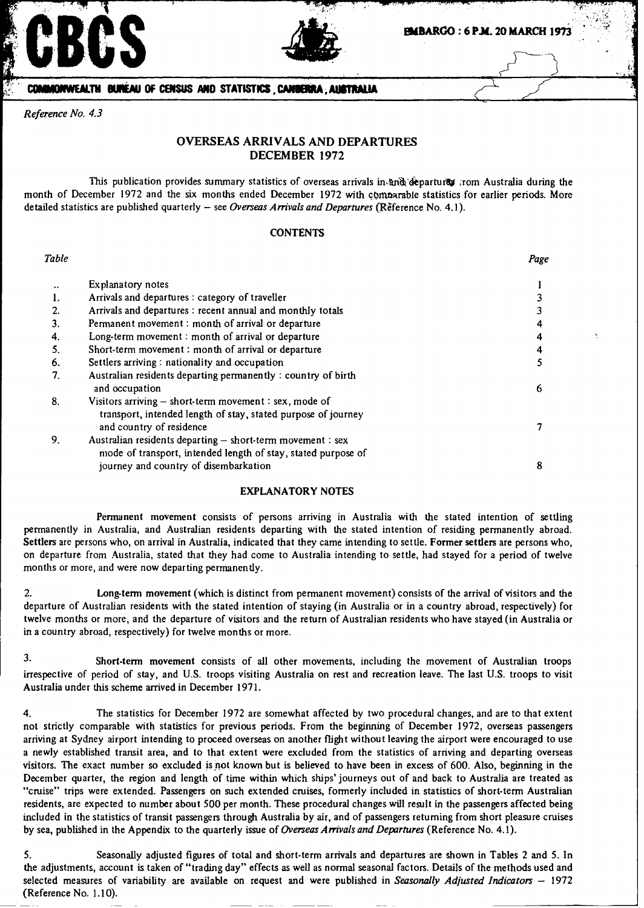CBCS

EMBARGO : 6 P.M. 20 MARCH 1973

COMMONWEALTH BUREAU OF CENSUS AND STATISTICS, CANBERRA, AUSTRALIA

*Reference No. 4.3*

# OVERSEAS ARRIVALS AND DEPARTURES
## DECEMBER 1972

This publication provides summary statistics of overseas arrivals in and departures from Australia during the month of December 1972 and the six months ended December 1972 with comparable statistics for earlier periods. More detailed statistics are published quarterly – see *Overseas Arrivals and Departures* (Reference No. 4.1).

### CONTENTS

| *Table* | | *Page* |
|---|---|---|
| .. | Explanatory notes | 1 |
| 1. | Arrivals and departures : category of traveller | 3 |
| 2. | Arrivals and departures : recent annual and monthly totals | 3 |
| 3. | Permanent movement : month of arrival or departure | 4 |
| 4. | Long-term movement : month of arrival or departure | 4 |
| 5. | Short-term movement : month of arrival or departure | 4 |
| 6. | Settlers arriving : nationality and occupation | 5 |
| 7. | Australian residents departing permanently : country of birth and occupation | 6 |
| 8. | Visitors arriving – short-term movement : sex, mode of transport, intended length of stay, stated purpose of journey and country of residence | 7 |
| 9. | Australian residents departing – short-term movement : sex mode of transport, intended length of stay, stated purpose of journey and country of disembarkation | 8 |

### EXPLANATORY NOTES

**Permanent movement** consists of persons arriving in Australia with the stated intention of settling permanently in Australia, and Australian residents departing with the stated intention of residing permanently abroad. **Settlers** are persons who, on arrival in Australia, indicated that they came intending to settle. **Former settlers** are persons who, on departure from Australia, stated that they had come to Australia intending to settle, had stayed for a period of twelve months or more, and were now departing permanently.

2. **Long-term movement** (which is distinct from permanent movement) consists of the arrival of visitors and the departure of Australian residents with the stated intention of staying (in Australia or in a country abroad, respectively) for twelve months or more, and the departure of visitors and the return of Australian residents who have stayed (in Australia or in a country abroad, respectively) for twelve months or more.

3. **Short-term movement** consists of all other movements, including the movement of Australian troops irrespective of period of stay, and U.S. troops visiting Australia on rest and recreation leave. The last U.S. troops to visit Australia under this scheme arrived in December 1971.

4. The statistics for December 1972 are somewhat affected by two procedural changes, and are to that extent not strictly comparable with statistics for previous periods. From the beginning of December 1972, overseas passengers arriving at Sydney airport intending to proceed overseas on another flight without leaving the airport were encouraged to use a newly established transit area, and to that extent were excluded from the statistics of arriving and departing overseas visitors. The exact number so excluded is not known but is believed to have been in excess of 600. Also, beginning in the December quarter, the region and length of time within which ships' journeys out of and back to Australia are treated as "cruise" trips were extended. Passengers on such extended cruises, formerly included in statistics of short-term Australian residents, are expected to number about 500 per month. These procedural changes will result in the passengers affected being included in the statistics of transit passengers through Australia by air, and of passengers returning from short pleasure cruises by sea, published in the Appendix to the quarterly issue of *Overseas Arrivals and Departures* (Reference No. 4.1).

5. Seasonally adjusted figures of total and short-term arrivals and departures are shown in Tables 2 and 5. In the adjustments, account is taken of "trading day" effects as well as normal seasonal factors. Details of the methods used and selected measures of variability are available on request and were published in *Seasonally Adjusted Indicators – 1972* (Reference No. 1.10).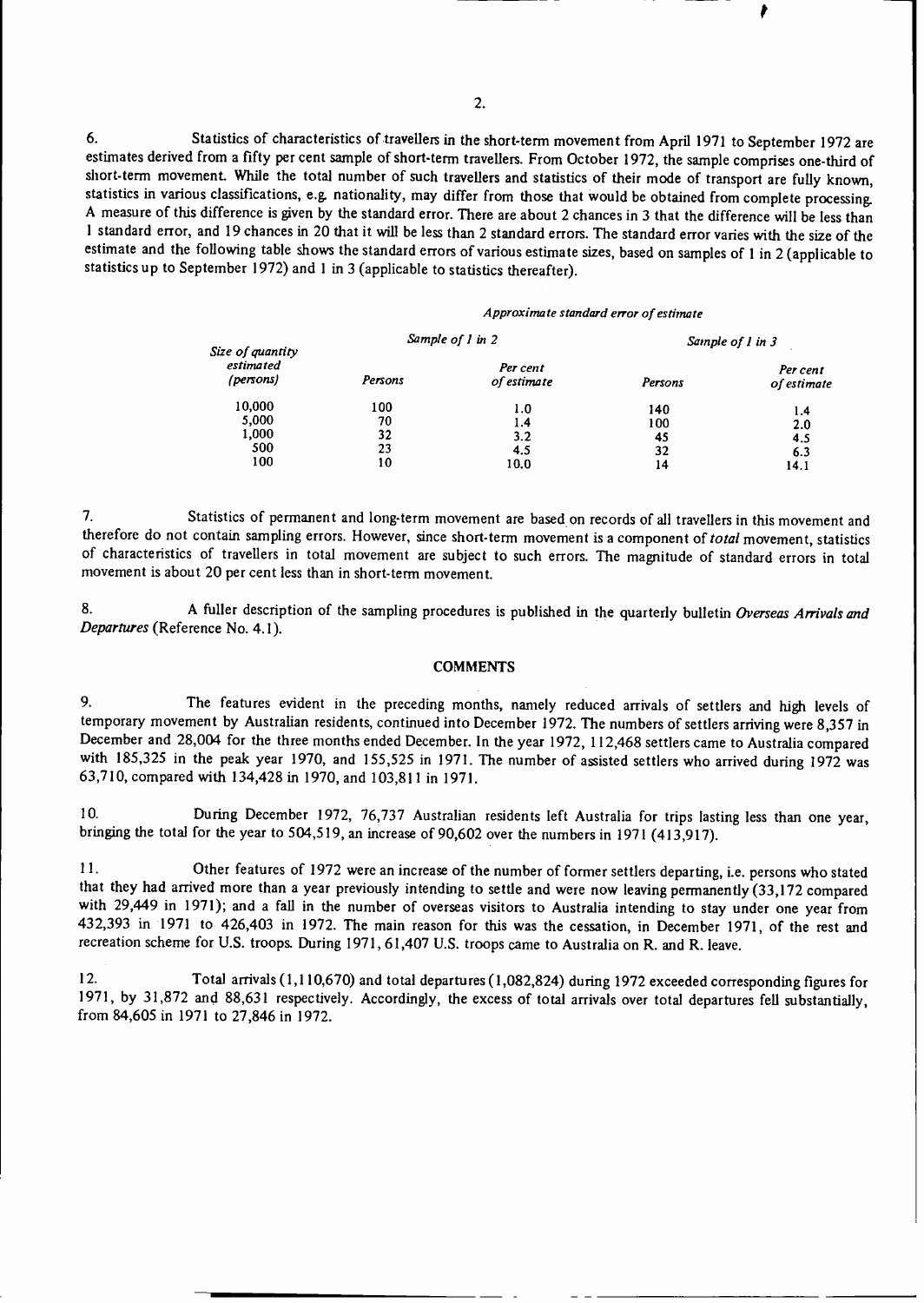6. Statistics of characteristics of travellers in the short-term movement from April 1971 to September 1972 are estimates derived from a fifty per cent sample of short-term travellers. From October 1972, the sample comprises one-third of short-term movement. While the total number of such travellers and statistics of their mode of transport are fully known, statistics in various classifications, e.g. nationality, may differ from those that would be obtained from complete processing. A measure of this difference is given by the standard error. There are about 2 chances in 3 that the difference will be less than 1 standard error, and 19 chances in 20 that it will be less than 2 standard errors. The standard error varies with the size of the estimate and the following table shows the standard errors of various estimate sizes, based on samples of 1 in 2 (applicable to statistics up to September 1972) and 1 in 3 (applicable to statistics thereafter).

| Size of quantity estimated (persons) | *Approximate standard error of estimate* | | | |
|---|---|---|---|---|
| | *Sample of 1 in 2* | | *Sample of 1 in 3* | |
| | *Persons* | *Per cent of estimate* | *Persons* | *Per cent of estimate* |
| 10,000 | 100 | 1.0 | 140 | 1.4 |
| 5,000 | 70 | 1.4 | 100 | 2.0 |
| 1,000 | 32 | 3.2 | 45 | 4.5 |
| 500 | 23 | 4.5 | 32 | 6.3 |
| 100 | 10 | 10.0 | 14 | 14.1 |

7. Statistics of permanent and long-term movement are based on records of all travellers in this movement and therefore do not contain sampling errors. However, since short-term movement is a component of *total* movement, statistics of characteristics of travellers in total movement are subject to such errors. The magnitude of standard errors in total movement is about 20 per cent less than in short-term movement.

8. A fuller description of the sampling procedures is published in the quarterly bulletin *Overseas Arrivals and Departures* (Reference No. 4.1).

## COMMENTS

9. The features evident in the preceding months, namely reduced arrivals of settlers and high levels of temporary movement by Australian residents, continued into December 1972. The numbers of settlers arriving were 8,357 in December and 28,004 for the three months ended December. In the year 1972, 112,468 settlers came to Australia compared with 185,325 in the peak year 1970, and 155,525 in 1971. The number of assisted settlers who arrived during 1972 was 63,710, compared with 134,428 in 1970, and 103,811 in 1971.

10. During December 1972, 76,737 Australian residents left Australia for trips lasting less than one year, bringing the total for the year to 504,519, an increase of 90,602 over the numbers in 1971 (413,917).

11. Other features of 1972 were an increase of the number of former settlers departing, i.e. persons who stated that they had arrived more than a year previously intending to settle and were now leaving permanently (33,172 compared with 29,449 in 1971); and a fall in the number of overseas visitors to Australia intending to stay under one year from 432,393 in 1971 to 426,403 in 1972. The main reason for this was the cessation, in December 1971, of the rest and recreation scheme for U.S. troops. During 1971, 61,407 U.S. troops came to Australia on R. and R. leave.

12. Total arrivals (1,110,670) and total departures (1,082,824) during 1972 exceeded corresponding figures for 1971, by 31,872 and 88,631 respectively. Accordingly, the excess of total arrivals over total departures fell substantially, from 84,605 in 1971 to 27,846 in 1972.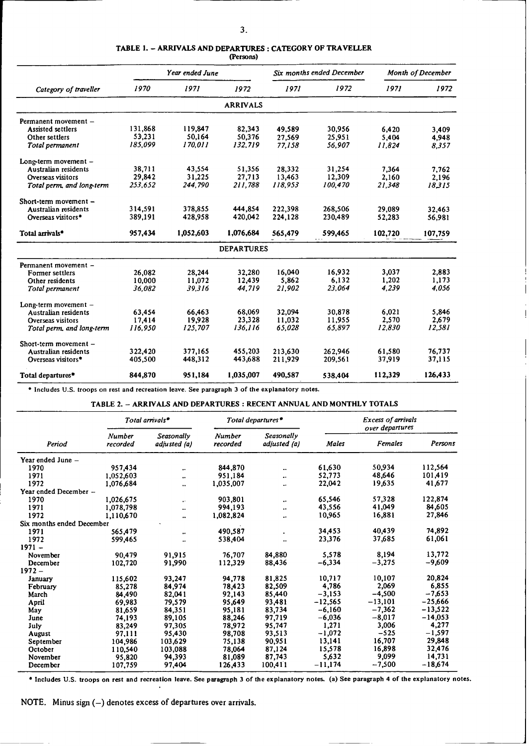### TABLE 1. – ARRIVALS AND DEPARTURES : CATEGORY OF TRAVELLER

(Persons)

| Category of traveller | Year ended June 1970 | Year ended June 1971 | Year ended June 1972 | Six months ended December 1971 | Six months ended December 1972 | Month of December 1971 | Month of December 1972 |
|---|---|---|---|---|---|---|---|
| **ARRIVALS** | | | | | | | |
| Permanent movement – | | | | | | | |
| Assisted settlers | 131,868 | 119,847 | 82,343 | 49,589 | 30,956 | 6,420 | 3,409 |
| Other settlers | 53,231 | 50,164 | 50,376 | 27,569 | 25,951 | 5,404 | 4,948 |
| *Total permanent* | *185,099* | *170,011* | *132,719* | *77,158* | *56,907* | *11,824* | *8,357* |
| Long-term movement – | | | | | | | |
| Australian residents | 38,711 | 43,554 | 51,356 | 28,332 | 31,254 | 7,364 | 7,762 |
| Overseas visitors | 29,842 | 31,225 | 27,713 | 13,463 | 12,309 | 2,160 | 2,196 |
| *Total perm. and long-term* | *253,652* | *244,790* | *211,788* | *118,953* | *100,470* | *21,348* | *18,315* |
| Short-term movement – | | | | | | | |
| Australian residents | 314,591 | 378,855 | 444,854 | 222,398 | 268,506 | 29,089 | 32,463 |
| Overseas visitors* | 389,191 | 428,958 | 420,042 | 224,128 | 230,489 | 52,283 | 56,981 |
| **Total arrivals*** | **957,434** | **1,052,603** | **1,076,684** | **565,479** | **599,465** | **102,720** | **107,759** |
| **DEPARTURES** | | | | | | | |
| Permanent movement – | | | | | | | |
| Former settlers | 26,082 | 28,244 | 32,280 | 16,040 | 16,932 | 3,037 | 2,883 |
| Other residents | 10,000 | 11,072 | 12,439 | 5,862 | 6,132 | 1,202 | 1,173 |
| *Total permanent* | *36,082* | *39,316* | *44,719* | *21,902* | *23,064* | *4,239* | *4,056* |
| Long-term movement – | | | | | | | |
| Australian residents | 63,454 | 66,463 | 68,069 | 32,094 | 30,878 | 6,021 | 5,846 |
| Overseas visitors | 17,414 | 19,928 | 23,328 | 11,032 | 11,955 | 2,570 | 2,679 |
| *Total perm. and long-term* | *116,950* | *125,707* | *136,116* | *65,028* | *65,897* | *12,830* | *12,581* |
| Short-term movement – | | | | | | | |
| Australian residents | 322,420 | 377,165 | 455,203 | 213,630 | 262,946 | 61,580 | 76,737 |
| Overseas visitors* | 405,500 | 448,312 | 443,688 | 211,929 | 209,561 | 37,919 | 37,115 |
| **Total departures*** | **844,870** | **951,184** | **1,035,007** | **490,587** | **538,404** | **112,329** | **126,433** |

\* Includes U.S. troops on rest and recreation leave. See paragraph 3 of the explanatory notes.

### TABLE 2. – ARRIVALS AND DEPARTURES : RECENT ANNUAL AND MONTHLY TOTALS

| Period | Total arrivals* | | Total departures* | | Excess of arrivals over departures | | |
|---|---|---|---|---|---|---|---|
| | Number recorded | Seasonally adjusted (a) | Number recorded | Seasonally adjusted (a) | Males | Females | Persons |
| Year ended June – | | | | | | | |
| 1970 | 957,434 | .. | 844,870 | .. | 61,630 | 50,934 | 112,564 |
| 1971 | 1,052,603 | .. | 951,184 | .. | 52,773 | 48,646 | 101,419 |
| 1972 | 1,076,684 | .. | 1,035,007 | .. | 22,042 | 19,635 | 41,677 |
| Year ended December – | | | | | | | |
| 1970 | 1,026,675 | .. | 903,801 | .. | 65,546 | 57,328 | 122,874 |
| 1971 | 1,078,798 | .. | 994,193 | .. | 43,556 | 41,049 | 84,605 |
| 1972 | 1,110,670 | .. | 1,082,824 | .. | 10,965 | 16,881 | 27,846 |
| Six months ended December | | | | | | | |
| 1971 | 565,479 | .. | 490,587 | .. | 34,453 | 40,439 | 74,892 |
| 1972 | 599,465 | .. | 538,404 | .. | 23,376 | 37,685 | 61,061 |
| 1971 – | | | | | | | |
| November | 90,479 | 91,915 | 76,707 | 84,880 | 5,578 | 8,194 | 13,772 |
| December | 102,720 | 91,990 | 112,329 | 88,436 | –6,334 | –3,275 | –9,609 |
| 1972 – | | | | | | | |
| January | 115,602 | 93,247 | 94,778 | 81,825 | 10,717 | 10,107 | 20,824 |
| February | 85,278 | 84,974 | 78,423 | 82,509 | 4,786 | 2,069 | 6,855 |
| March | 84,490 | 82,041 | 92,143 | 85,440 | –3,153 | –4,500 | –7,653 |
| April | 69,983 | 79,579 | 95,649 | 93,481 | –12,565 | –13,101 | –25,666 |
| May | 81,659 | 84,351 | 95,181 | 83,734 | –6,160 | –7,362 | –13,522 |
| June | 74,193 | 89,105 | 88,246 | 97,719 | –6,036 | –8,017 | –14,053 |
| July | 83,249 | 97,305 | 78,972 | 95,747 | 1,271 | 3,006 | 4,277 |
| August | 97,111 | 95,430 | 98,708 | 93,513 | –1,072 | –525 | –1,597 |
| September | 104,986 | 103,629 | 75,138 | 90,951 | 13,141 | 16,707 | 29,848 |
| October | 110,540 | 103,088 | 78,064 | 87,124 | 15,578 | 16,898 | 32,476 |
| November | 95,820 | 94,393 | 81,089 | 87,743 | 5,632 | 9,099 | 14,731 |
| December | 107,759 | 97,404 | 126,433 | 100,411 | –11,174 | –7,500 | –18,674 |

\* Includes U.S. troops on rest and recreation leave. See paragraph 3 of the explanatory notes. (a) See paragraph 4 of the explanatory notes.

NOTE. Minus sign (–) denotes excess of departures over arrivals.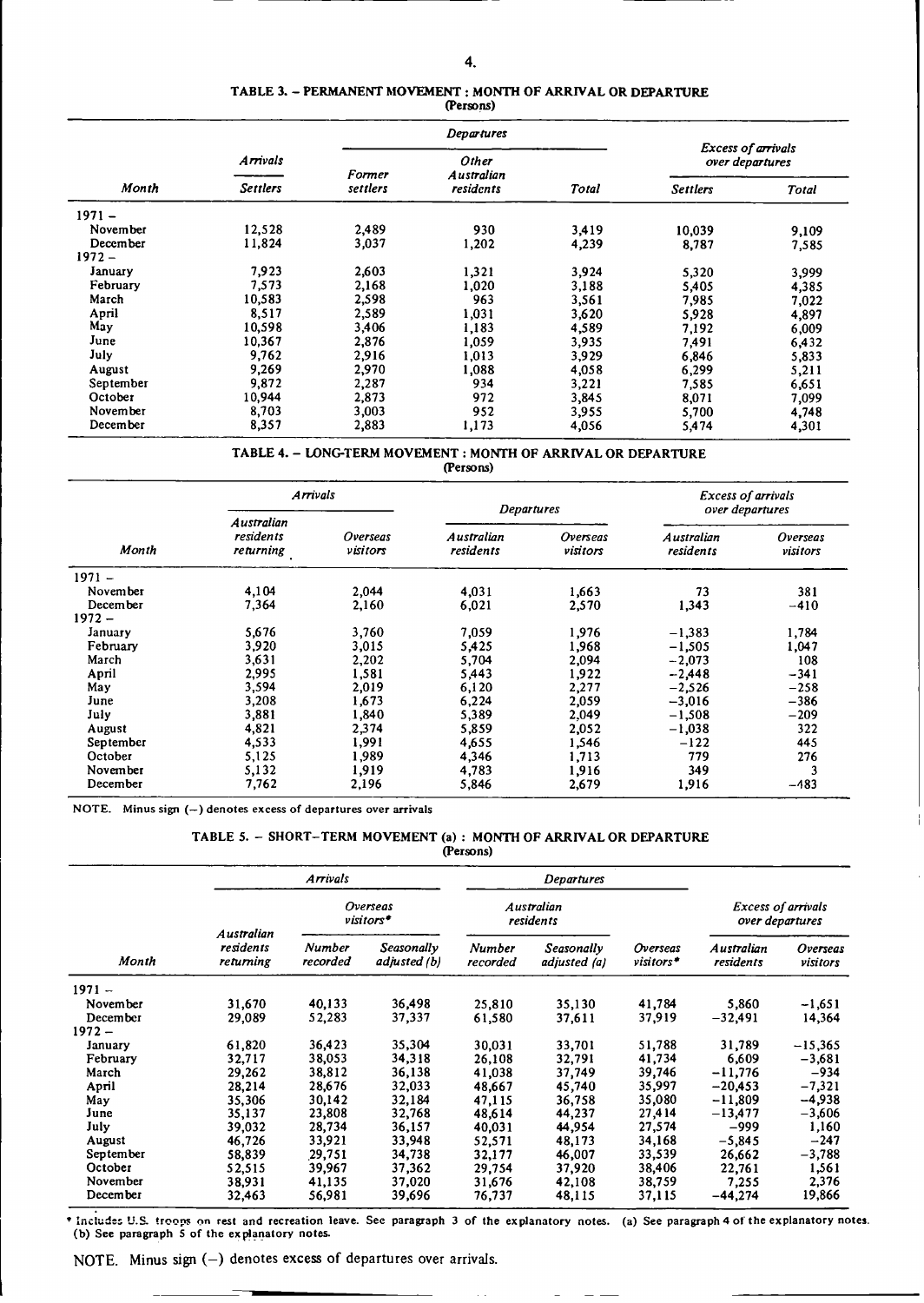#### TABLE 3. – PERMANENT MOVEMENT : MONTH OF ARRIVAL OR DEPARTURE
(Persons)

| Month | Arrivals | Departures | | | Excess of arrivals over departures | |
|---|---|---|---|---|---|---|
| | Settlers | Former settlers | Other Australian residents | Total | Settlers | Total |
| 1971 – | | | | | | |
| November | 12,528 | 2,489 | 930 | 3,419 | 10,039 | 9,109 |
| December | 11,824 | 3,037 | 1,202 | 4,239 | 8,787 | 7,585 |
| 1972 – | | | | | | |
| January | 7,923 | 2,603 | 1,321 | 3,924 | 5,320 | 3,999 |
| February | 7,573 | 2,168 | 1,020 | 3,188 | 5,405 | 4,385 |
| March | 10,583 | 2,598 | 963 | 3,561 | 7,985 | 7,022 |
| April | 8,517 | 2,589 | 1,031 | 3,620 | 5,928 | 4,897 |
| May | 10,598 | 3,406 | 1,183 | 4,589 | 7,192 | 6,009 |
| June | 10,367 | 2,876 | 1,059 | 3,935 | 7,491 | 6,432 |
| July | 9,762 | 2,916 | 1,013 | 3,929 | 6,846 | 5,833 |
| August | 9,269 | 2,970 | 1,088 | 4,058 | 6,299 | 5,211 |
| September | 9,872 | 2,287 | 934 | 3,221 | 7,585 | 6,651 |
| October | 10,944 | 2,873 | 972 | 3,845 | 8,071 | 7,099 |
| November | 8,703 | 3,003 | 952 | 3,955 | 5,700 | 4,748 |
| December | 8,357 | 2,883 | 1,173 | 4,056 | 5,474 | 4,301 |

#### TABLE 4. – LONG-TERM MOVEMENT : MONTH OF ARRIVAL OR DEPARTURE
(Persons)

| Month | Arrivals | | Departures | | Excess of arrivals over departures | |
|---|---|---|---|---|---|---|
| | Australian residents returning | Overseas visitors | Australian residents | Overseas visitors | Australian residents | Overseas visitors |
| 1971 – | | | | | | |
| November | 4,104 | 2,044 | 4,031 | 1,663 | 73 | 381 |
| December | 7,364 | 2,160 | 6,021 | 2,570 | 1,343 | –410 |
| 1972 – | | | | | | |
| January | 5,676 | 3,760 | 7,059 | 1,976 | –1,383 | 1,784 |
| February | 3,920 | 3,015 | 5,425 | 1,968 | –1,505 | 1,047 |
| March | 3,631 | 2,202 | 5,704 | 2,094 | –2,073 | 108 |
| April | 2,995 | 1,581 | 5,443 | 1,922 | –2,448 | –341 |
| May | 3,594 | 2,019 | 6,120 | 2,277 | –2,526 | –258 |
| June | 3,208 | 1,673 | 6,224 | 2,059 | –3,016 | –386 |
| July | 3,881 | 1,840 | 5,389 | 2,049 | –1,508 | –209 |
| August | 4,821 | 2,374 | 5,859 | 2,052 | –1,038 | 322 |
| September | 4,533 | 1,991 | 4,655 | 1,546 | –122 | 445 |
| October | 5,125 | 1,989 | 4,346 | 1,713 | 779 | 276 |
| November | 5,132 | 1,919 | 4,783 | 1,916 | 349 | 3 |
| December | 7,762 | 2,196 | 5,846 | 2,679 | 1,916 | –483 |

NOTE. Minus sign (–) denotes excess of departures over arrivals

#### TABLE 5. – SHORT–TERM MOVEMENT (a) : MONTH OF ARRIVAL OR DEPARTURE
(Persons)

| Month | Arrivals | | | Departures | | | Excess of arrivals over departures | |
|---|---|---|---|---|---|---|---|---|
| | Australian residents returning | Overseas visitors* | | Australian residents | | Overseas visitors* | Australian residents | Overseas visitors |
| | | Number recorded | Seasonally adjusted (b) | Number recorded | Seasonally adjusted (a) | | | |
| 1971 – | | | | | | | | |
| November | 31,670 | 40,133 | 36,498 | 25,810 | 35,130 | 41,784 | 5,860 | –1,651 |
| December | 29,089 | 52,283 | 37,337 | 61,580 | 37,611 | 37,919 | –32,491 | 14,364 |
| 1972 – | | | | | | | | |
| January | 61,820 | 36,423 | 35,304 | 30,031 | 33,701 | 51,788 | 31,789 | –15,365 |
| February | 32,717 | 38,053 | 34,318 | 26,108 | 32,791 | 41,734 | 6,609 | –3,681 |
| March | 29,262 | 38,812 | 36,138 | 41,038 | 37,749 | 39,746 | –11,776 | –934 |
| April | 28,214 | 28,676 | 32,033 | 48,667 | 45,740 | 35,997 | –20,453 | –7,321 |
| May | 35,306 | 30,142 | 32,184 | 47,115 | 36,758 | 35,080 | –11,809 | –4,938 |
| June | 35,137 | 23,808 | 32,768 | 48,614 | 44,237 | 27,414 | –13,477 | –3,606 |
| July | 39,032 | 28,734 | 36,157 | 40,031 | 44,954 | 27,574 | –999 | 1,160 |
| August | 46,726 | 33,921 | 33,948 | 52,571 | 48,173 | 34,168 | –5,845 | –247 |
| September | 58,839 | 29,751 | 34,738 | 32,177 | 46,007 | 33,539 | 26,662 | –3,788 |
| October | 52,515 | 39,967 | 37,362 | 29,754 | 37,920 | 38,406 | 22,761 | 1,561 |
| November | 38,931 | 41,135 | 37,020 | 31,676 | 42,108 | 38,759 | 7,255 | 2,376 |
| December | 32,463 | 56,981 | 39,696 | 76,737 | 48,115 | 37,115 | –44,274 | 19,866 |

\* Includes U.S. troops on rest and recreation leave. See paragraph 3 of the explanatory notes. (a) See paragraph 4 of the explanatory notes. (b) See paragraph 5 of the explanatory notes.

NOTE. Minus sign (–) denotes excess of departures over arrivals.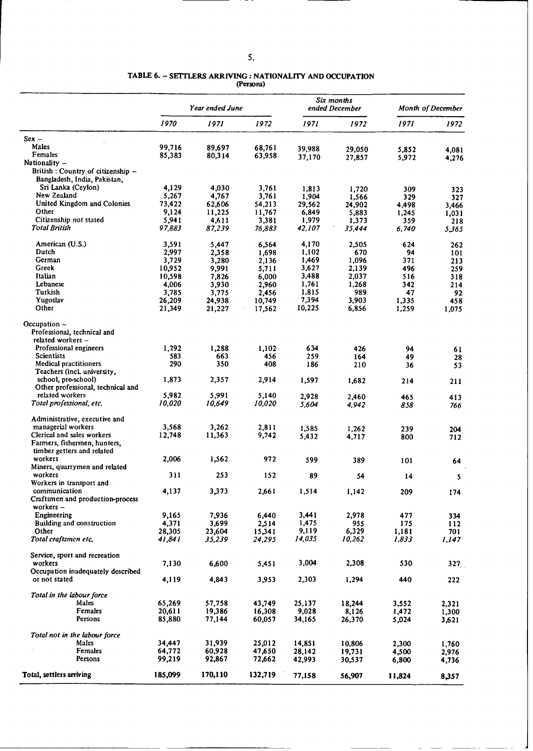## TABLE 6. – SETTLERS ARRIVING : NATIONALITY AND OCCUPATION

(Persons)

| | Year ended June | | | Six months ended December | | Month of December | |
|---|---|---|---|---|---|---|---|
| | 1970 | 1971 | 1972 | 1971 | 1972 | 1971 | 1972 |
| Sex – | | | | | | | |
| Males | 99,716 | 89,697 | 68,761 | 39,988 | 29,050 | 5,852 | 4,081 |
| Females | 85,383 | 80,314 | 63,958 | 37,170 | 27,857 | 5,972 | 4,276 |
| Nationality – | | | | | | | |
| British : Country of citizenship – | | | | | | | |
| Bangladesh, India, Pakistan, Sri Lanka (Ceylon) | 4,129 | 4,030 | 3,761 | 1,813 | 1,720 | 309 | 323 |
| New Zealand | 5,267 | 4,767 | 3,761 | 1,904 | 1,566 | 329 | 327 |
| United Kingdom and Colonies | 73,422 | 62,606 | 54,213 | 29,562 | 24,902 | 4,498 | 3,466 |
| Other | 9,124 | 11,225 | 11,767 | 6,849 | 5,883 | 1,245 | 1,031 |
| Citizenship not stated | 5,941 | 4,611 | 3,381 | 1,979 | 1,373 | 359 | 218 |
| *Total British* | *97,883* | *87,239* | *76,883* | *42,107* | *35,444* | *6,740* | *5,365* |
| American (U.S.) | 3,591 | 5,447 | 6,564 | 4,170 | 2,505 | 624 | 262 |
| Dutch | 2,997 | 2,358 | 1,698 | 1,102 | 670 | 94 | 101 |
| German | 3,729 | 3,280 | 2,136 | 1,469 | 1,096 | 371 | 213 |
| Greek | 10,952 | 9,991 | 5,711 | 3,627 | 2,139 | 496 | 259 |
| Italian | 10,598 | 7,826 | 6,000 | 3,488 | 2,037 | 516 | 318 |
| Lebanese | 4,006 | 3,930 | 2,960 | 1,761 | 1,268 | 342 | 214 |
| Turkish | 3,785 | 3,775 | 2,456 | 1,815 | 989 | 47 | 92 |
| Yugoslav | 26,209 | 24,938 | 10,749 | 7,394 | 3,903 | 1,335 | 458 |
| Other | 21,349 | 21,227 | 17,562 | 10,225 | 6,856 | 1,259 | 1,075 |
| Occupation – | | | | | | | |
| Professional, technical and related workers – | | | | | | | |
| Professional engineers | 1,292 | 1,288 | 1,102 | 634 | 426 | 94 | 61 |
| Scientists | 583 | 663 | 456 | 259 | 164 | 49 | 28 |
| Medical practitioners | 290 | 350 | 408 | 186 | 210 | 36 | 53 |
| Teachers (incl. university, school, pre-school) | 1,873 | 2,357 | 2,914 | 1,597 | 1,682 | 214 | 211 |
| Other professional, technical and related workers | 5,982 | 5,991 | 5,140 | 2,928 | 2,460 | 465 | 413 |
| *Total professional, etc.* | *10,020* | *10,649* | *10,020* | *5,604* | *4,942* | *858* | *766* |
| Administrative, executive and managerial workers | 3,568 | 3,262 | 2,811 | 1,585 | 1,262 | 239 | 204 |
| Clerical and sales workers | 12,748 | 11,363 | 9,742 | 5,432 | 4,717 | 800 | 712 |
| Farmers, fishermen, hunters, timber getters and related workers | 2,006 | 1,562 | 972 | 599 | 389 | 101 | 64 |
| Miners, quarrymen and related workers | 311 | 253 | 152 | 89 | 54 | 14 | 5 |
| Workers in transport and communication | 4,137 | 3,373 | 2,661 | 1,514 | 1,142 | 209 | 174 |
| Craftsmen and production-process workers – | | | | | | | |
| Engineering | 9,165 | 7,936 | 6,440 | 3,441 | 2,978 | 477 | 334 |
| Building and construction | 4,371 | 3,699 | 2,514 | 1,475 | 955 | 175 | 112 |
| Other | 28,305 | 23,604 | 15,341 | 9,119 | 6,329 | 1,181 | 701 |
| *Total craftsmen etc.* | *41,841* | *35,239* | *24,295* | *14,035* | *10,262* | *1,833* | *1,147* |
| Service, sport and recreation workers | 7,130 | 6,600 | 5,451 | 3,004 | 2,308 | 530 | 327 |
| Occupation inadequately described or not stated | 4,119 | 4,843 | 3,953 | 2,303 | 1,294 | 440 | 222 |
| *Total in the labour force* | | | | | | | |
| Males | 65,269 | 57,758 | 43,749 | 25,137 | 18,244 | 3,552 | 2,321 |
| Females | 20,611 | 19,386 | 16,308 | 9,028 | 8,126 | 1,472 | 1,300 |
| Persons | 85,880 | 77,144 | 60,057 | 34,165 | 26,370 | 5,024 | 3,621 |
| *Total not in the labour force* | | | | | | | |
| Males | 34,447 | 31,939 | 25,012 | 14,851 | 10,806 | 2,300 | 1,760 |
| Females | 64,772 | 60,928 | 47,650 | 28,142 | 19,731 | 4,500 | 2,976 |
| Persons | 99,219 | 92,867 | 72,662 | 42,993 | 30,537 | 6,800 | 4,736 |
| **Total, settlers arriving** | **185,099** | **170,110** | **132,719** | **77,158** | **56,907** | **11,824** | **8,357** |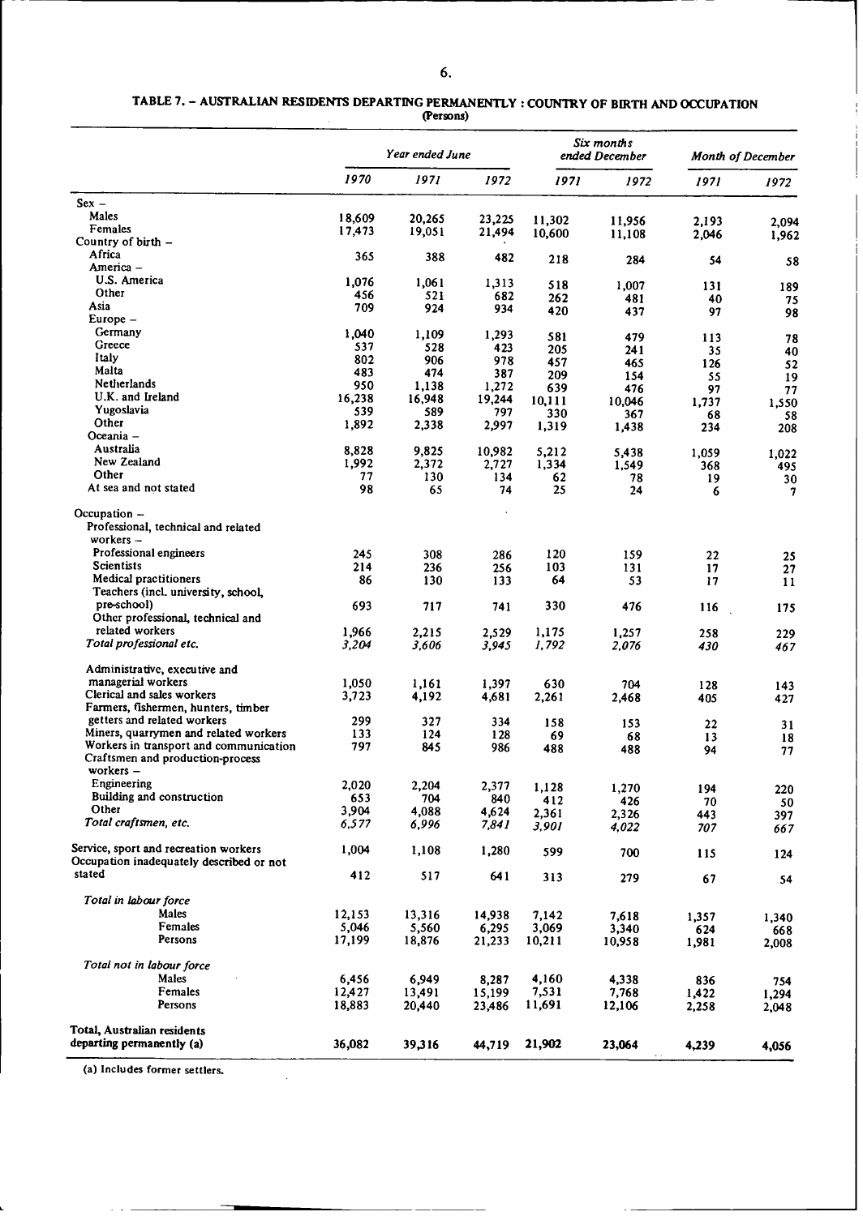## TABLE 7. – AUSTRALIAN RESIDENTS DEPARTING PERMANENTLY : COUNTRY OF BIRTH AND OCCUPATION

(Persons)

| | Year ended June | | | Six months ended December | | Month of December | |
|---|---|---|---|---|---|---|---|
| | *1970* | *1971* | *1972* | *1971* | *1972* | *1971* | *1972* |
| Sex – | | | | | | | |
| Males | 18,609 | 20,265 | 23,225 | 11,302 | 11,956 | 2,193 | 2,094 |
| Females | 17,473 | 19,051 | 21,494 | 10,600 | 11,108 | 2,046 | 1,962 |
| Country of birth – | | | | | | | |
| Africa | 365 | 388 | 482 | 218 | 284 | 54 | 58 |
| America – | | | | | | | |
| U.S. America | 1,076 | 1,061 | 1,313 | 518 | 1,007 | 131 | 189 |
| Other | 456 | 521 | 682 | 262 | 481 | 40 | 75 |
| Asia | 709 | 924 | 934 | 420 | 437 | 97 | 98 |
| Europe – | | | | | | | |
| Germany | 1,040 | 1,109 | 1,293 | 581 | 479 | 113 | 78 |
| Greece | 537 | 528 | 423 | 205 | 241 | 35 | 40 |
| Italy | 802 | 906 | 978 | 457 | 465 | 126 | 52 |
| Malta | 483 | 474 | 387 | 209 | 154 | 55 | 19 |
| Netherlands | 950 | 1,138 | 1,272 | 639 | 476 | 97 | 77 |
| U.K. and Ireland | 16,238 | 16,948 | 19,244 | 10,111 | 10,046 | 1,737 | 1,550 |
| Yugoslavia | 539 | 589 | 797 | 330 | 367 | 68 | 58 |
| Other | 1,892 | 2,338 | 2,997 | 1,319 | 1,438 | 234 | 208 |
| Oceania – | | | | | | | |
| Australia | 8,828 | 9,825 | 10,982 | 5,212 | 5,438 | 1,059 | 1,022 |
| New Zealand | 1,992 | 2,372 | 2,727 | 1,334 | 1,549 | 368 | 495 |
| Other | 77 | 130 | 134 | 62 | 78 | 19 | 30 |
| At sea and not stated | 98 | 65 | 74 | 25 | 24 | 6 | 7 |
| Occupation – | | | | | | | |
| Professional, technical and related workers – | | | | | | | |
| Professional engineers | 245 | 308 | 286 | 120 | 159 | 22 | 25 |
| Scientists | 214 | 236 | 256 | 103 | 131 | 17 | 27 |
| Medical practitioners | 86 | 130 | 133 | 64 | 53 | 17 | 11 |
| Teachers (incl. university, school, pre-school) | 693 | 717 | 741 | 330 | 476 | 116 | 175 |
| Other professional, technical and related workers | 1,966 | 2,215 | 2,529 | 1,175 | 1,257 | 258 | 229 |
| *Total professional etc.* | *3,204* | *3,606* | *3,945* | *1,792* | *2,076* | *430* | *467* |
| Administrative, executive and managerial workers | 1,050 | 1,161 | 1,397 | 630 | 704 | 128 | 143 |
| Clerical and sales workers | 3,723 | 4,192 | 4,681 | 2,261 | 2,468 | 405 | 427 |
| Farmers, fishermen, hunters, timber getters and related workers | 299 | 327 | 334 | 158 | 153 | 22 | 31 |
| Miners, quarrymen and related workers | 133 | 124 | 128 | 69 | 68 | 13 | 18 |
| Workers in transport and communication | 797 | 845 | 986 | 488 | 488 | 94 | 77 |
| Craftsmen and production-process workers – | | | | | | | |
| Engineering | 2,020 | 2,204 | 2,377 | 1,128 | 1,270 | 194 | 220 |
| Building and construction | 653 | 704 | 840 | 412 | 426 | 70 | 50 |
| Other | 3,904 | 4,088 | 4,624 | 2,361 | 2,326 | 443 | 397 |
| *Total craftsmen, etc.* | *6,577* | *6,996* | *7,841* | *3,901* | *4,022* | *707* | *667* |
| Service, sport and recreation workers | 1,004 | 1,108 | 1,280 | 599 | 700 | 115 | 124 |
| Occupation inadequately described or not stated | 412 | 517 | 641 | 313 | 279 | 67 | 54 |
| *Total in labour force* | | | | | | | |
| Males | 12,153 | 13,316 | 14,938 | 7,142 | 7,618 | 1,357 | 1,340 |
| Females | 5,046 | 5,560 | 6,295 | 3,069 | 3,340 | 624 | 668 |
| Persons | 17,199 | 18,876 | 21,233 | 10,211 | 10,958 | 1,981 | 2,008 |
| *Total not in labour force* | | | | | | | |
| Males | 6,456 | 6,949 | 8,287 | 4,160 | 4,338 | 836 | 754 |
| Females | 12,427 | 13,491 | 15,199 | 7,531 | 7,768 | 1,422 | 1,294 |
| Persons | 18,883 | 20,440 | 23,486 | 11,691 | 12,106 | 2,258 | 2,048 |
| **Total, Australian residents departing permanently (a)** | 36,082 | 39,316 | 44,719 | 21,902 | 23,064 | 4,239 | 4,056 |

(a) Includes former settlers.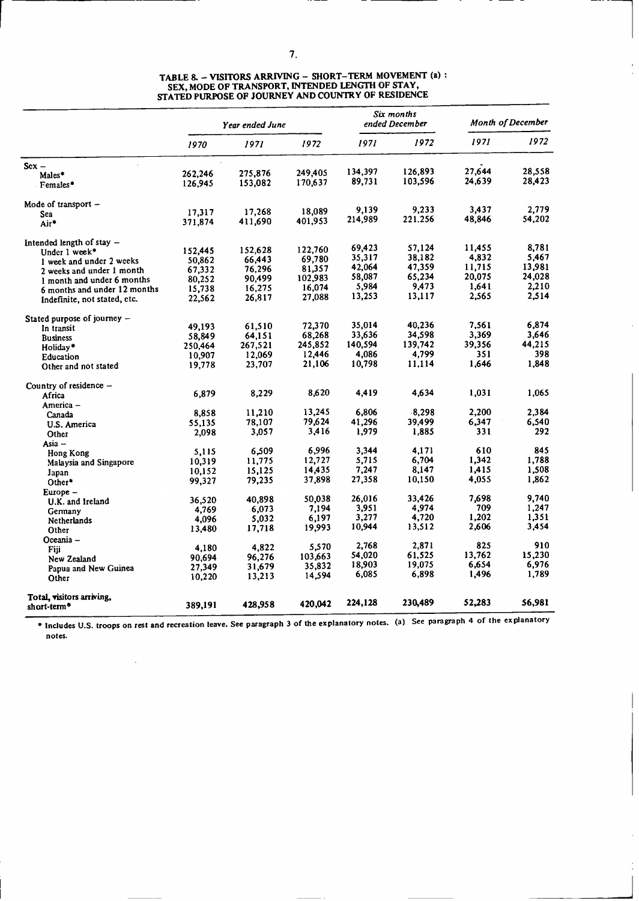## TABLE 8. – VISITORS ARRIVING – SHORT-TERM MOVEMENT (a) : SEX, MODE OF TRANSPORT, INTENDED LENGTH OF STAY, STATED PURPOSE OF JOURNEY AND COUNTRY OF RESIDENCE

| | *Year ended June* | | | *Six months ended December* | | *Month of December* | |
|---|---|---|---|---|---|---|---|
| | *1970* | *1971* | *1972* | *1971* | *1972* | *1971* | *1972* |
| Sex – | | | | | | | |
| Males* | 262,246 | 275,876 | 249,405 | 134,397 | 126,893 | 27,644 | 28,558 |
| Females* | 126,945 | 153,082 | 170,637 | 89,731 | 103,596 | 24,639 | 28,423 |
| Mode of transport – | | | | | | | |
| Sea | 17,317 | 17,268 | 18,089 | 9,139 | 9,233 | 3,437 | 2,779 |
| Air* | 371,874 | 411,690 | 401,953 | 214,989 | 221.256 | 48,846 | 54,202 |
| Intended length of stay – | | | | | | | |
| Under 1 week* | 152,445 | 152,628 | 122,760 | 69,423 | 57,124 | 11,455 | 8,781 |
| 1 week and under 2 weeks | 50,862 | 66,443 | 69,780 | 35,317 | 38,182 | 4,832 | 5,467 |
| 2 weeks and under 1 month | 67,332 | 76,296 | 81,357 | 42,064 | 47,359 | 11,715 | 13,981 |
| 1 month and under 6 months | 80,252 | 90,499 | 102,983 | 58,087 | 65,234 | 20,075 | 24,028 |
| 6 months and under 12 months | 15,738 | 16,275 | 16,074 | 5,984 | 9,473 | 1,641 | 2,210 |
| Indefinite, not stated, etc. | 22,562 | 26,817 | 27,088 | 13,253 | 13,117 | 2,565 | 2,514 |
| Stated purpose of journey – | | | | | | | |
| In transit | 49,193 | 61,510 | 72,370 | 35,014 | 40,236 | 7,561 | 6,874 |
| Business | 58,849 | 64,151 | 68,268 | 33,636 | 34,598 | 3,369 | 3,646 |
| Holiday* | 250,464 | 267,521 | 245,852 | 140,594 | 139,742 | 39,356 | 44,215 |
| Education | 10,907 | 12,069 | 12,446 | 4,086 | 4,799 | 351 | 398 |
| Other and not stated | 19,778 | 23,707 | 21,106 | 10,798 | 11,114 | 1,646 | 1,848 |
| Country of residence – | | | | | | | |
| Africa | 6,879 | 8,229 | 8,620 | 4,419 | 4,634 | 1,031 | 1,065 |
| America – | | | | | | | |
| Canada | 8,858 | 11,210 | 13,245 | 6,806 | 8,298 | 2,200 | 2,384 |
| U.S. America | 55,135 | 78,107 | 79,624 | 41,296 | 39,499 | 6,347 | 6,540 |
| Other | 2,098 | 3,057 | 3,416 | 1,979 | 1,885 | 331 | 292 |
| Asia – | | | | | | | |
| Hong Kong | 5,115 | 6,509 | 6,996 | 3,344 | 4,171 | 610 | 845 |
| Malaysia and Singapore | 10,319 | 11,775 | 12,727 | 5,715 | 6,704 | 1,342 | 1,788 |
| Japan | 10,152 | 15,125 | 14,435 | 7,247 | 8,147 | 1,415 | 1,508 |
| Other* | 99,327 | 79,235 | 37,898 | 27,358 | 10,150 | 4,055 | 1,862 |
| Europe – | | | | | | | |
| U.K. and Ireland | 36,520 | 40,898 | 50,038 | 26,016 | 33,426 | 7,698 | 9,740 |
| Germany | 4,769 | 6,073 | 7,194 | 3,951 | 4,974 | 709 | 1,247 |
| Netherlands | 4,096 | 5,032 | 6,197 | 3,277 | 4,720 | 1,202 | 1,351 |
| Other | 13,480 | 17,718 | 19,993 | 10,944 | 13,512 | 2,606 | 3,454 |
| Oceania – | | | | | | | |
| Fiji | 4,180 | 4,822 | 5,570 | 2,768 | 2,871 | 825 | 910 |
| New Zealand | 90,694 | 96,276 | 103,663 | 54,020 | 61,525 | 13,762 | 15,230 |
| Papua and New Guinea | 27,349 | 31,679 | 35,832 | 18,903 | 19,075 | 6,654 | 6,976 |
| Other | 10,220 | 13,213 | 14,594 | 6,085 | 6,898 | 1,496 | 1,789 |
| Total, visitors arriving, short-term* | 389,191 | 428,958 | 420,042 | 224,128 | 230,489 | 52,283 | 56,981 |

* Includes U.S. troops on rest and recreation leave. See paragraph 3 of the explanatory notes. (a) See paragraph 4 of the explanatory notes.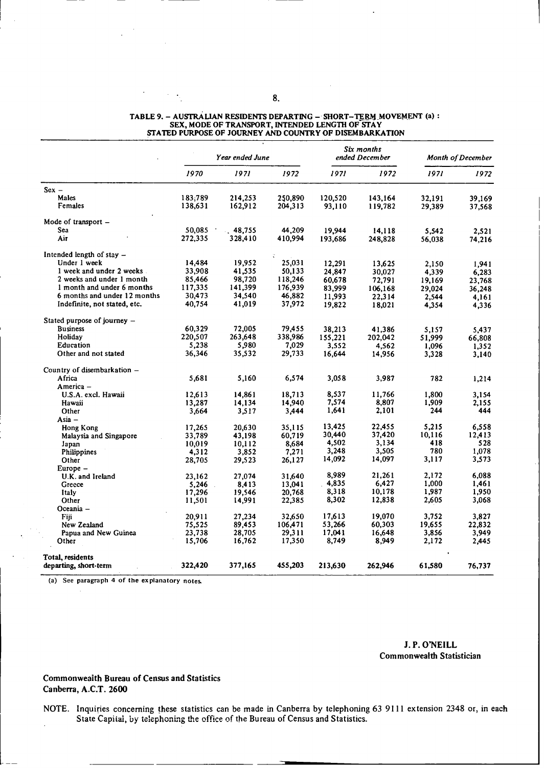TABLE 9. – AUSTRALIAN RESIDENTS DEPARTING – SHORT–TERM MOVEMENT (a) : SEX, MODE OF TRANSPORT, INTENDED LENGTH OF STAY STATED PURPOSE OF JOURNEY AND COUNTRY OF DISEMBARKATION

| | *Year ended June* | | | *Six months ended December* | | *Month of December* | |
|---|---|---|---|---|---|---|---|
| | *1970* | *1971* | *1972* | *1971* | *1972* | *1971* | *1972* |
| Sex – | | | | | | | |
| Males | 183,789 | 214,253 | 250,890 | 120,520 | 143,164 | 32,191 | 39,169 |
| Females | 138,631 | 162,912 | 204,313 | 93,110 | 119,782 | 29,389 | 37,568 |
| Mode of transport – | | | | | | | |
| Sea | 50,085 | 48,755 | 44,209 | 19,944 | 14,118 | 5,542 | 2,521 |
| Air | 272,335 | 328,410 | 410,994 | 193,686 | 248,828 | 56,038 | 74,216 |
| Intended length of stay – | | | | | | | |
| Under 1 week | 14,484 | 19,952 | 25,031 | 12,291 | 13,625 | 2,150 | 1,941 |
| 1 week and under 2 weeks | 33,908 | 41,535 | 50,133 | 24,847 | 30,027 | 4,339 | 6,283 |
| 2 weeks and under 1 month | 85,466 | 98,720 | 118,246 | 60,678 | 72,791 | 19,169 | 23,768 |
| 1 month and under 6 months | 117,335 | 141,399 | 176,939 | 83,999 | 106,168 | 29,024 | 36,248 |
| 6 months and under 12 months | 30,473 | 34,540 | 46,882 | 11,993 | 22,314 | 2,544 | 4,161 |
| Indefinite, not stated, etc. | 40,754 | 41,019 | 37,972 | 19,822 | 18,021 | 4,354 | 4,336 |
| Stated purpose of journey – | | | | | | | |
| Business | 60,329 | 72,005 | 79,455 | 38,213 | 41,386 | 5,157 | 5,437 |
| Holiday | 220,507 | 263,648 | 338,986 | 155,221 | 202,042 | 51,999 | 66,808 |
| Education | 5,238 | 5,980 | 7,029 | 3,552 | 4,562 | 1,096 | 1,352 |
| Other and not stated | 36,346 | 35,532 | 29,733 | 16,644 | 14,956 | 3,328 | 3,140 |
| Country of disembarkation – | | | | | | | |
| Africa | 5,681 | 5,160 | 6,574 | 3,058 | 3,987 | 782 | 1,214 |
| America – | | | | | | | |
| U.S.A. excl. Hawaii | 12,613 | 14,861 | 18,713 | 8,537 | 11,766 | 1,800 | 3,154 |
| Hawaii | 13,287 | 14,134 | 14,940 | 7,574 | 8,807 | 1,909 | 2,155 |
| Other | 3,664 | 3,517 | 3,444 | 1,641 | 2,101 | 244 | 444 |
| Asia – | | | | | | | |
| Hong Kong | 17,265 | 20,630 | 35,115 | 13,425 | 22,455 | 5,215 | 6,558 |
| Malaysia and Singapore | 33,789 | 43,198 | 60,719 | 30,440 | 37,420 | 10,116 | 12,413 |
| Japan | 10,019 | 10,112 | 8,684 | 4,502 | 3,134 | 418 | 528 |
| Philippines | 4,312 | 3,852 | 7,271 | 3,248 | 3,505 | 780 | 1,078 |
| Other | 28,705 | 29,523 | 26,127 | 14,092 | 14,097 | 3,117 | 3,573 |
| Europe – | | | | | | | |
| U.K. and Ireland | 23,162 | 27,074 | 31,640 | 8,989 | 21,261 | 2,172 | 6,088 |
| Greece | 5,246 | 8,413 | 13,041 | 4,835 | 6,427 | 1,000 | 1,461 |
| Italy | 17,296 | 19,546 | 20,768 | 8,318 | 10,178 | 1,987 | 1,950 |
| Other | 11,501 | 14,991 | 22,385 | 8,302 | 12,838 | 2,605 | 3,068 |
| Oceania – | | | | | | | |
| Fiji | 20,911 | 27,234 | 32,650 | 17,613 | 19,070 | 3,752 | 3,827 |
| New Zealand | 75,525 | 89,453 | 106,471 | 53,266 | 60,303 | 19,655 | 22,832 |
| Papua and New Guinea | 23,738 | 28,705 | 29,311 | 17,041 | 16,648 | 3,856 | 3,949 |
| Other | 15,706 | 16,762 | 17,350 | 8,749 | 8,949 | 2,172 | 2,445 |
| **Total, residents departing, short-term** | 322,420 | 377,165 | 455,203 | 213,630 | 262,946 | 61,580 | 76,737 |

(a) See paragraph 4 of the explanatory notes.

**J. P. O'NEILL**
**Commonwealth Statistician**

**Commonwealth Bureau of Census and Statistics**
**Canberra, A.C.T. 2600**

NOTE. Inquiries concerning these statistics can be made in Canberra by telephoning 63 9111 extension 2348 or, in each State Capital, by telephoning the office of the Bureau of Census and Statistics.